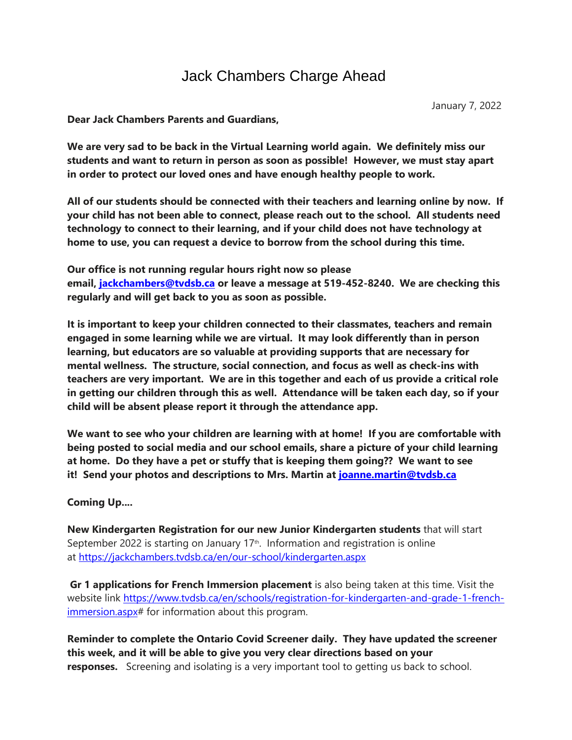# Jack Chambers Charge Ahead

January 7, 2022

**Dear Jack Chambers Parents and Guardians,**

**We are very sad to be back in the Virtual Learning world again. We definitely miss our students and want to return in person as soon as possible! However, we must stay apart in order to protect our loved ones and have enough healthy people to work.**

**All of our students should be connected with their teachers and learning online by now. If your child has not been able to connect, please reach out to the school. All students need technology to connect to their learning, and if your child does not have technology at home to use, you can request a device to borrow from the school during this time.**

**Our office is not running regular hours right now so please email, [jackchambers@tvdsb.ca](mailto:jackchambers@tvdsb.ca) or leave a message at 519-452-8240. We are checking this regularly and will get back to you as soon as possible.**

**It is important to keep your children connected to their classmates, teachers and remain engaged in some learning while we are virtual. It may look differently than in person learning, but educators are so valuable at providing supports that are necessary for mental wellness. The structure, social connection, and focus as well as check-ins with teachers are very important. We are in this together and each of us provide a critical role in getting our children through this as well. Attendance will be taken each day, so if your child will be absent please report it through the attendance app.**

**We want to see who your children are learning with at home! If you are comfortable with being posted to social media and our school emails, share a picture of your child learning at home. Do they have a pet or stuffy that is keeping them going?? We want to see it! Send your photos and descriptions to Mrs. Martin at [joanne.martin@tvdsb.ca](mailto:joanne.martin@tvdsb.ca)**

**Coming Up....**

**New Kindergarten Registration for our new Junior Kindergarten students** that will start September 2022 is starting on January 17th. Information and registration is online at [https://jackchambers.tvdsb.ca/en/our-school/kindergarten.aspx](https://jackchambers.tvdsb.ca/en/our-school/kindergarten.aspx)

**Gr 1 applications for French Immersion placement** is also being taken at this time. Visit the website link [https://www.tvdsb.ca/en/schools/registration-for-kindergarten-and-grade-1-french-immersion.aspx](https://www.tvdsb.ca/en/schools/registration-for-kindergarten-and-grade-1-french-immersion.aspx)# for information about this program.

**Reminder to complete the Ontario Covid Screener daily. They have updated the screener this week, and it will be able to give you very clear directions based on your responses.** Screening and isolating is a very important tool to getting us back to school.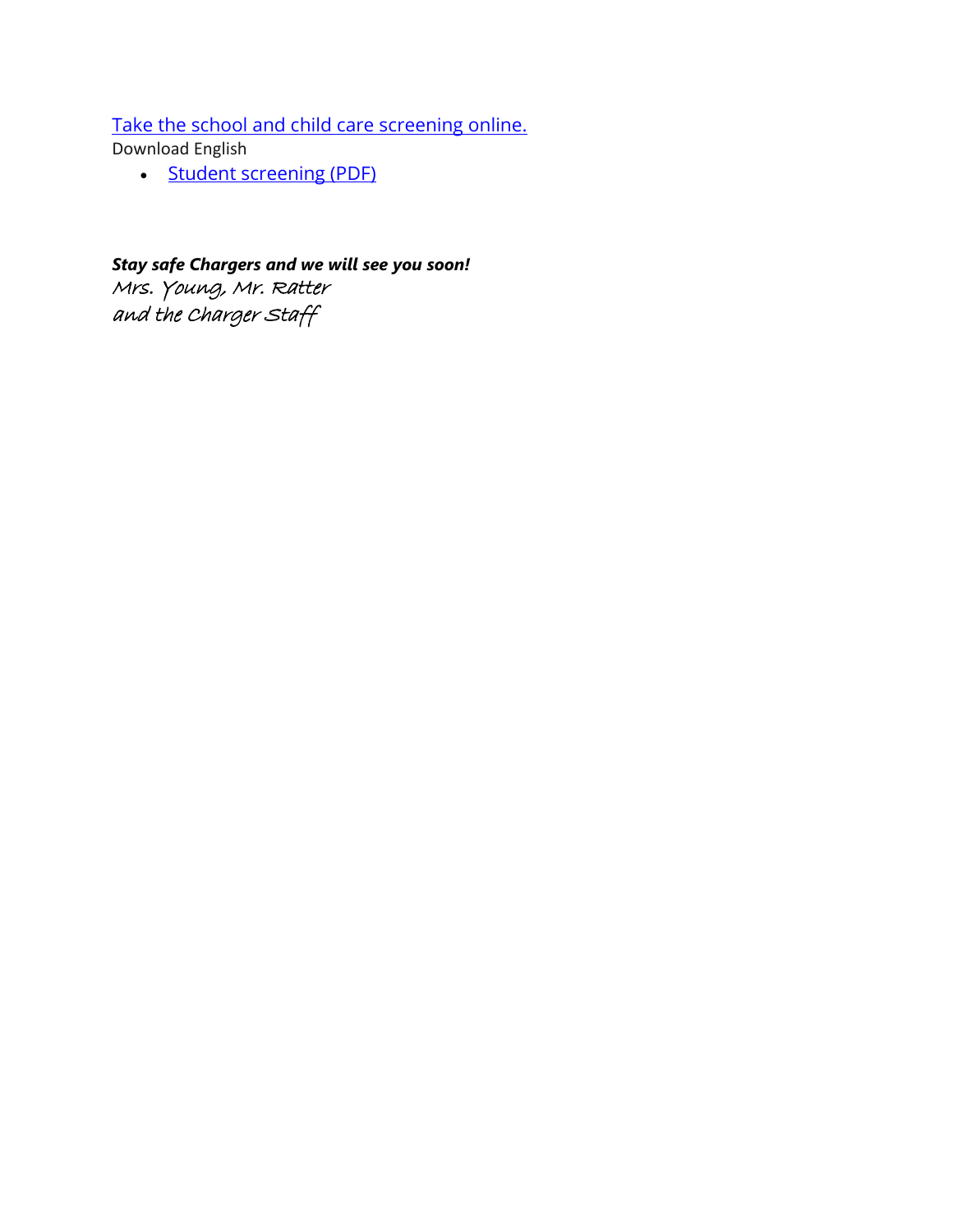[Take the school and child care screening online.]
Download English

- [Student screening (PDF)]

***Stay safe Chargers and we will see you soon!***
Mrs. Young, Mr. Ratter
and the Charger Staff